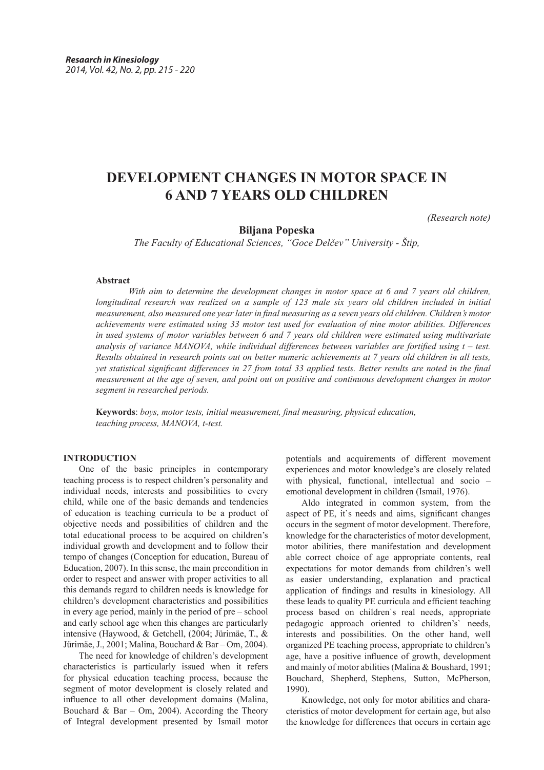# DEVELOPMENT CHANGES IN MOTOR SPACE IN 6 AND 7 YEARS OLD CHILDREN

*(Research note)*

**Biljana Popeska**

*The Faculty of Educational Sciences, "Goce Delčev" University - Štip,*

### Abstract

*With aim to determine the development changes in motor space at 6 and 7 years old children, longitudinal research was realized on a sample of 123 male six years old children included in initial measurement, also measured one year later in final measuring as a seven years old children. Children's motor achievements were estimated using 33 motor test used for evaluation of nine motor abilities. Differences in used systems of motor variables between 6 and 7 years old children were estimated using multivariate analysis of variance MANOVA, while individual differences between variables are fortified using t – test. Results obtained in research points out on better numeric achievements at 7 years old children in all tests, yet statistical significant differences in 27 from total 33 applied tests. Better results are noted in the final measurement at the age of seven, and point out on positive and continuous development changes in motor segment in researched periods.*

**Keywords**: *boys, motor tests, initial measurement, final measuring, physical education, teaching process, MANOVA, t-test.*

## INTRODUCTION

One of the basic principles in contemporary teaching process is to respect children's personality and individual needs, interests and possibilities to every child, while one of the basic demands and tendencies of education is teaching curricula to be a product of objective needs and possibilities of children and the total educational process to be acquired on children's individual growth and development and to follow their tempo of changes (Conception for education, Bureau of Education, 2007). In this sense, the main precondition in order to respect and answer with proper activities to all this demands regard to children needs is knowledge for children's development characteristics and possibilities in every age period, mainly in the period of pre – school and early school age when this changes are particularly intensive (Haywood, & Getchell, (2004; Jürimäe, T., & Jürimäe, J., 2001; Malina, Bouchard & Bar – Om, 2004).

The need for knowledge of children's development characteristics is particularly issued when it refers for physical education teaching process, because the segment of motor development is closely related and influence to all other development domains (Malina, Bouchard & Bar – Om, 2004). According the Theory of Integral development presented by Ismail motor potentials and acquirements of different movement experiences and motor knowledge's are closely related with physical, functional, intellectual and socio – emotional development in children (Ismail, 1976).

Aldo integrated in common system, from the aspect of PE, it`s needs and aims, significant changes occurs in the segment of motor development. Therefore, knowledge for the characteristics of motor development, motor abilities, there manifestation and development able correct choice of age appropriate contents, real expectations for motor demands from children's well as easier understanding, explanation and practical application of findings and results in kinesiology. All these leads to quality PE curricula and efficient teaching process based on children`s real needs, appropriate pedagogic approach oriented to children's` needs, interests and possibilities. On the other hand, well organized PE teaching process, appropriate to children's age, have a positive influence of growth, development and mainly of motor abilities (Malina & Boushard, 1991; Bouchard, Shepherd, Stephens, Sutton, McPherson, 1990).

Knowledge, not only for motor abilities and characteristics of motor development for certain age, but also the knowledge for differences that occurs in certain age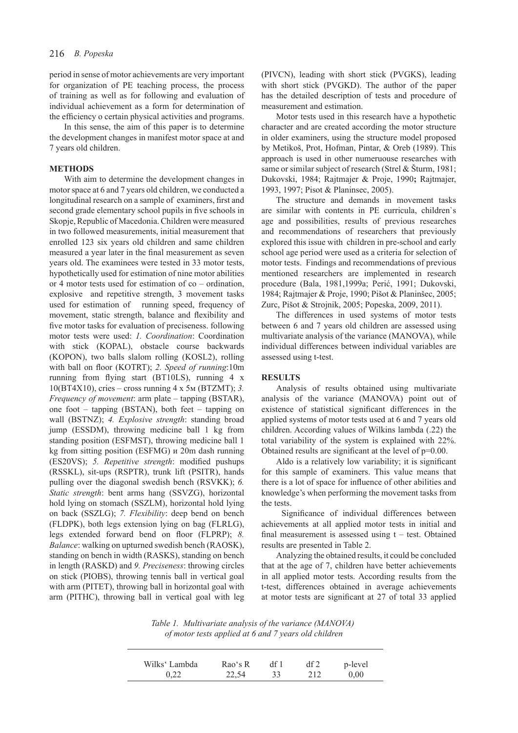period in sense of motor achievements are very important for organization of PE teaching process, the process of training as well as for following and evaluation of individual achievement as a form for determination of the efficiency o certain physical activities and programs.

In this sense, the aim of this paper is to determine the development changes in manifest motor space at and 7 years old children.

## METHODS

With aim to determine the development changes in motor space at 6 and 7 years old children, we conducted a longitudinal research on a sample of examiners, first and second grade elementary school pupils in five schools in Skopje, Republic of Macedonia. Children were measured in two followed measurements, initial measurement that enrolled 123 six years old children and same children measured a year later in the final measurement as seven years old. The examinees were tested in 33 motor tests, hypothetically used for estimation of nine motor abilities or 4 motor tests used for estimation of co – ordination, explosive and repetitive strength, 3 movement tasks used for estimation of running speed, frequency of movement, static strength, balance and flexibility and five motor tasks for evaluation of preciseness. following motor tests were used: *1. Coordination*: Coordination with stick (KOPAL), obstacle course backwards (KOPON), two balls slalom rolling (KOSL2), rolling with ball on floor (KOTRT); *2. Speed of running*:10m running from flying start (BT10LS), running 4 x 10(BT4X10), cries – cross running 4 x 5м (BTZMT); *3. Frequency of movement*: arm plate – tapping (BSTAR), one foot – tapping (BSTAN), both feet – tapping on wall (BSTNZ); *4. Explosive strength*: standing broad jump (ESSDM), throwing medicine ball 1 kg from standing position (ESFMST), throwing medicine ball 1 kg from sitting position (ESFMG) и 20m dash running (ES20VS); *5. Repetitive strength*: modified pushups (RSSKL), sit-ups (RSPTR), trunk lift (PSITR), hands pulling over the diagonal swedish bench (RSVKK); *6. Static strength*: bent arms hang (SSVZG), horizontal hold lying on stomach (SSZLM), horizontal hold lying on back (SSZLG); *7. Flexibility*: deep bend on bench (FLDPK), both legs extension lying on bag (FLRLG), legs extended forward bend on floor (FLPRP); *8. Balance*: walking on upturned swedish bench (RAOSK), standing on bench in width (RASKS), standing on bench in length (RASKD) and *9. Preciseness*: throwing circles on stick (PIOBS), throwing tennis ball in vertical goal with arm (PITET), throwing ball in horizontal goal with arm (PITHC), throwing ball in vertical goal with leg (PIVCN), leading with short stick (PVGKS), leading with short stick (PVGKD). The author of the paper has the detailed description of tests and procedure of measurement and estimation.

Motor tests used in this research have a hypothetic character and are created according the motor structure in older examiners, using the structure model proposed by Metikoš, Prot, Hofman, Pintar, & Oreb (1989). This approach is used in other numeruouse researches with same or similar subject of research (Strel & Šturm, 1981; Dukovski, 1984; Rajtmajer & Proje, 1990**;** Rajtmajer, 1993, 1997; Pisot & Planinsec, 2005).

The structure and demands in movement tasks are similar with contents in PE curricula, children`s age and possibilities, results of previous researches and recommendations of researchers that previously explored this issue with children in pre-school and early school age period were used as a criteria for selection of motor tests. Findings and recommendations of previous mentioned researchers are implemented in research procedure (Bala, 1981,1999a; Perić, 1991; Dukovski, 1984; Rajtmajer & Proje, 1990; Pišot & Planinšec, 2005; Zurc, Pišot & Strojnik, 2005; Popeska, 2009, 2011).

The differences in used systems of motor tests between 6 and 7 years old children are assessed using multivariate analysis of the variance (MANOVA), while individual differences between individual variables are assessed using t-test.

## RESULTS

Analysis of results obtained using multivariate analysis of the variance (MANOVA) point out of existence of statistical significant differences in the applied systems of motor tests used at 6 and 7 years old children. According values of Wilkins lambda (.22) the total variability of the system is explained with 22%. Obtained results are significant at the level of p=0.00.

Aldo is a relatively low variability; it is significant for this sample of examiners. This value means that there is a lot of space for influence of other abilities and knowledge's when performing the movement tasks from the tests.

Significance of individual differences between achievements at all applied motor tests in initial and final measurement is assessed using t – test. Obtained results are presented in Table 2.

Analyzing the obtained results, it could be concluded that at the age of 7, children have better achievements in all applied motor tests. According results from the t-test, differences obtained in average achievements at motor tests are significant at 27 of total 33 applied

*Table 1. Multivariate analysis of the variance (MANOVA) of motor tests applied at 6 and 7 years old children*

| Wilks' Lambda | Rao's R | df 1 | df 2 | p-level |
|---|---|---|---|---|
| 0,22 | 22,54 | 33 | 212 | 0,00 |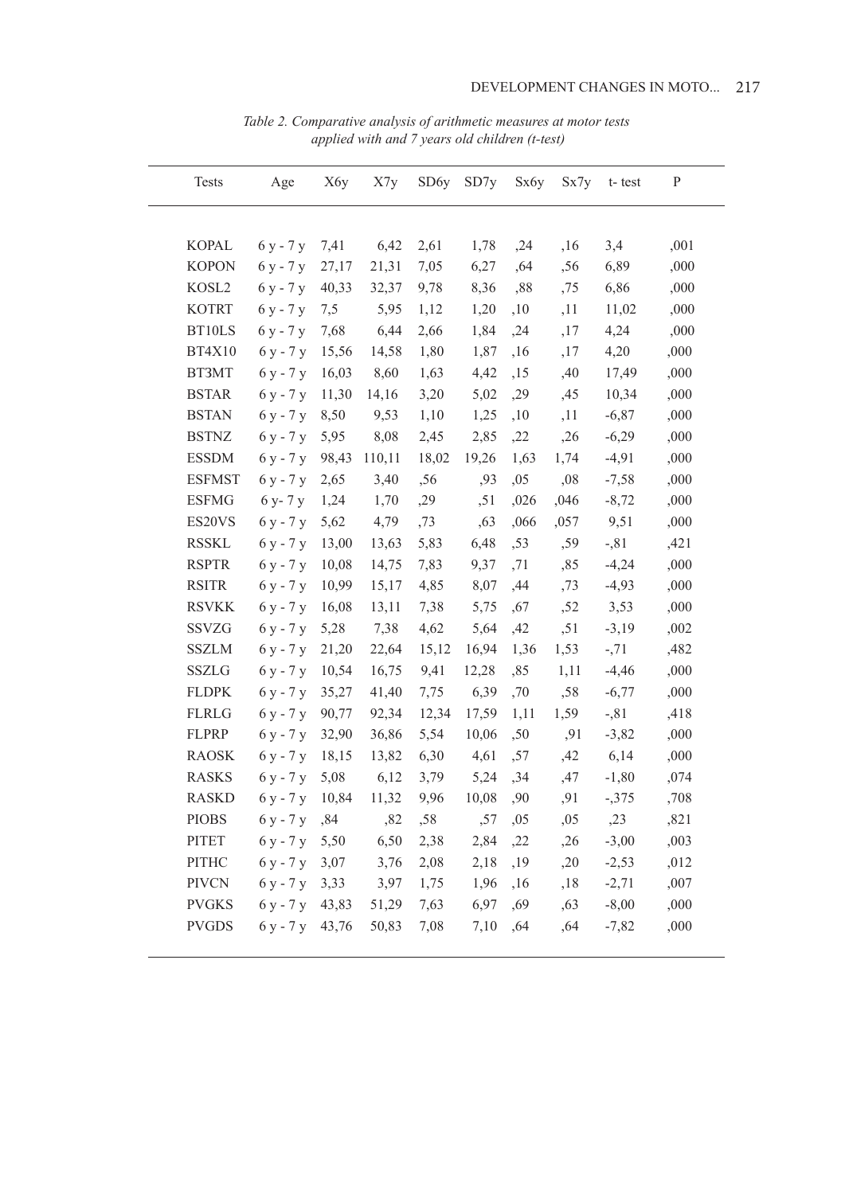*Table 2. Comparative analysis of arithmetic measures at motor tests applied with and 7 years old children (t-test)*

| Tests | Age | X6y | X7y | SD6y | SD7y | Sx6y | Sx7y | t- test | P |
|---|---|---|---|---|---|---|---|---|---|
| KOPAL | 6 y - 7 y | 7,41 | 6,42 | 2,61 | 1,78 | ,24 | ,16 | 3,4 | ,001 |
| KOPON | 6 y - 7 y | 27,17 | 21,31 | 7,05 | 6,27 | ,64 | ,56 | 6,89 | ,000 |
| KOSL2 | 6 y - 7 y | 40,33 | 32,37 | 9,78 | 8,36 | ,88 | ,75 | 6,86 | ,000 |
| KOTRT | 6 y - 7 y | 7,5 | 5,95 | 1,12 | 1,20 | ,10 | ,11 | 11,02 | ,000 |
| BT10LS | 6 y - 7 y | 7,68 | 6,44 | 2,66 | 1,84 | ,24 | ,17 | 4,24 | ,000 |
| BT4X10 | 6 y - 7 y | 15,56 | 14,58 | 1,80 | 1,87 | ,16 | ,17 | 4,20 | ,000 |
| BT3MT | 6 y - 7 y | 16,03 | 8,60 | 1,63 | 4,42 | ,15 | ,40 | 17,49 | ,000 |
| BSTAR | 6 y - 7 y | 11,30 | 14,16 | 3,20 | 5,02 | ,29 | ,45 | 10,34 | ,000 |
| BSTAN | 6 y - 7 y | 8,50 | 9,53 | 1,10 | 1,25 | ,10 | ,11 | -6,87 | ,000 |
| BSTNZ | 6 y - 7 y | 5,95 | 8,08 | 2,45 | 2,85 | ,22 | ,26 | -6,29 | ,000 |
| ESSDM | 6 y - 7 y | 98,43 | 110,11 | 18,02 | 19,26 | 1,63 | 1,74 | -4,91 | ,000 |
| ESFMST | 6 y - 7 y | 2,65 | 3,40 | ,56 | ,93 | ,05 | ,08 | -7,58 | ,000 |
| ESFMG | 6 y- 7 y | 1,24 | 1,70 | ,29 | ,51 | ,026 | ,046 | -8,72 | ,000 |
| ES20VS | 6 y - 7 y | 5,62 | 4,79 | ,73 | ,63 | ,066 | ,057 | 9,51 | ,000 |
| RSSKL | 6 y - 7 y | 13,00 | 13,63 | 5,83 | 6,48 | ,53 | ,59 | -,81 | ,421 |
| RSPTR | 6 y - 7 y | 10,08 | 14,75 | 7,83 | 9,37 | ,71 | ,85 | -4,24 | ,000 |
| RSITR | 6 y - 7 y | 10,99 | 15,17 | 4,85 | 8,07 | ,44 | ,73 | -4,93 | ,000 |
| RSVKK | 6 y - 7 y | 16,08 | 13,11 | 7,38 | 5,75 | ,67 | ,52 | 3,53 | ,000 |
| SSVZG | 6 y - 7 y | 5,28 | 7,38 | 4,62 | 5,64 | ,42 | ,51 | -3,19 | ,002 |
| SSZLM | 6 y - 7 y | 21,20 | 22,64 | 15,12 | 16,94 | 1,36 | 1,53 | -,71 | ,482 |
| SSZLG | 6 y - 7 y | 10,54 | 16,75 | 9,41 | 12,28 | ,85 | 1,11 | -4,46 | ,000 |
| FLDPK | 6 y - 7 y | 35,27 | 41,40 | 7,75 | 6,39 | ,70 | ,58 | -6,77 | ,000 |
| FLRLG | 6 y - 7 y | 90,77 | 92,34 | 12,34 | 17,59 | 1,11 | 1,59 | -,81 | ,418 |
| FLPRP | 6 y - 7 y | 32,90 | 36,86 | 5,54 | 10,06 | ,50 | ,91 | -3,82 | ,000 |
| RAOSK | 6 y - 7 y | 18,15 | 13,82 | 6,30 | 4,61 | ,57 | ,42 | 6,14 | ,000 |
| RASKS | 6 y - 7 y | 5,08 | 6,12 | 3,79 | 5,24 | ,34 | ,47 | -1,80 | ,074 |
| RASKD | 6 y - 7 y | 10,84 | 11,32 | 9,96 | 10,08 | ,90 | ,91 | -,375 | ,708 |
| PIOBS | 6 y - 7 y | ,84 | ,82 | ,58 | ,57 | ,05 | ,05 | ,23 | ,821 |
| PITET | 6 y - 7 y | 5,50 | 6,50 | 2,38 | 2,84 | ,22 | ,26 | -3,00 | ,003 |
| PITHC | 6 y - 7 y | 3,07 | 3,76 | 2,08 | 2,18 | ,19 | ,20 | -2,53 | ,012 |
| PIVCN | 6 y - 7 y | 3,33 | 3,97 | 1,75 | 1,96 | ,16 | ,18 | -2,71 | ,007 |
| PVGKS | 6 y - 7 y | 43,83 | 51,29 | 7,63 | 6,97 | ,69 | ,63 | -8,00 | ,000 |
| PVGDS | 6 y - 7 y | 43,76 | 50,83 | 7,08 | 7,10 | ,64 | ,64 | -7,82 | ,000 |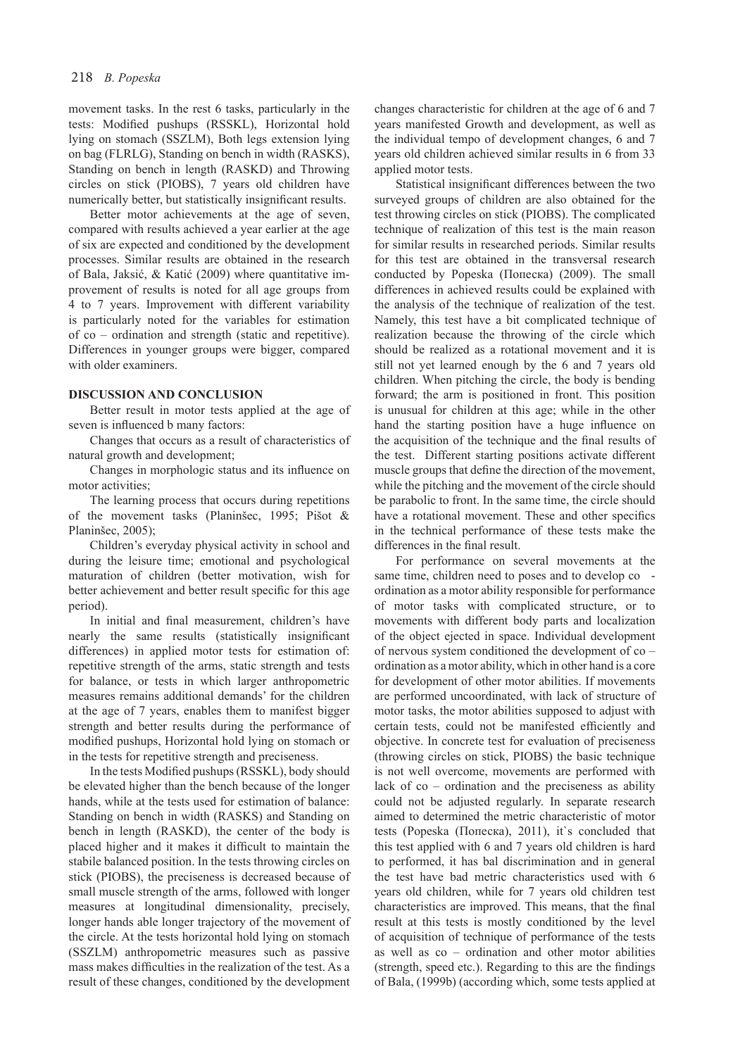movement tasks. In the rest 6 tasks, particularly in the tests: Modified pushups (RSSKL), Horizontal hold lying on stomach (SSZLM), Both legs extension lying on bag (FLRLG), Standing on bench in width (RASKS), Standing on bench in length (RASKD) and Throwing circles on stick (PIOBS), 7 years old children have numerically better, but statistically insignificant results.

Better motor achievements at the age of seven, compared with results achieved a year earlier at the age of six are expected and conditioned by the development processes. Similar results are obtained in the research of Bala, Jaksić, & Katić (2009) where quantitative improvement of results is noted for all age groups from 4 to 7 years. Improvement with different variability is particularly noted for the variables for estimation of co – ordination and strength (static and repetitive). Differences in younger groups were bigger, compared with older examiners.

## DISCUSSION AND CONCLUSION

Better result in motor tests applied at the age of seven is influenced b many factors:

Changes that occurs as a result of characteristics of natural growth and development;

Changes in morphologic status and its influence on motor activities;

The learning process that occurs during repetitions of the movement tasks (Planinšec, 1995; Pišot & Planinšec, 2005);

Children's everyday physical activity in school and during the leisure time; emotional and psychological maturation of children (better motivation, wish for better achievement and better result specific for this age period).

In initial and final measurement, children's have nearly the same results (statistically insignificant differences) in applied motor tests for estimation of: repetitive strength of the arms, static strength and tests for balance, or tests in which larger anthropometric measures remains additional demands' for the children at the age of 7 years, enables them to manifest bigger strength and better results during the performance of modified pushups, Horizontal hold lying on stomach or in the tests for repetitive strength and preciseness.

In the tests Modified pushups (RSSKL), body should be elevated higher than the bench because of the longer hands, while at the tests used for estimation of balance: Standing on bench in width (RASKS) and Standing on bench in length (RASKD), the center of the body is placed higher and it makes it difficult to maintain the stabile balanced position. In the tests throwing circles on stick (PIOBS), the preciseness is decreased because of small muscle strength of the arms, followed with longer measures at longitudinal dimensionality, precisely, longer hands able longer trajectory of the movement of the circle. At the tests horizontal hold lying on stomach (SSZLM) anthropometric measures such as passive mass makes difficulties in the realization of the test. As a result of these changes, conditioned by the development changes characteristic for children at the age of 6 and 7 years manifested Growth and development, as well as the individual tempo of development changes, 6 and 7 years old children achieved similar results in 6 from 33 applied motor tests.

Statistical insignificant differences between the two surveyed groups of children are also obtained for the test throwing circles on stick (PIOBS). The complicated technique of realization of this test is the main reason for similar results in researched periods. Similar results for this test are obtained in the transversal research conducted by Popeska (Попеска) (2009). The small differences in achieved results could be explained with the analysis of the technique of realization of the test. Namely, this test have a bit complicated technique of realization because the throwing of the circle which should be realized as a rotational movement and it is still not yet learned enough by the 6 and 7 years old children. When pitching the circle, the body is bending forward; the arm is positioned in front. This position is unusual for children at this age; while in the other hand the starting position have a huge influence on the acquisition of the technique and the final results of the test. Different starting positions activate different muscle groups that define the direction of the movement, while the pitching and the movement of the circle should be parabolic to front. In the same time, the circle should have a rotational movement. These and other specifics in the technical performance of these tests make the differences in the final result.

For performance on several movements at the same time, children need to poses and to develop co - ordination as a motor ability responsible for performance of motor tasks with complicated structure, or to movements with different body parts and localization of the object ejected in space. Individual development of nervous system conditioned the development of co – ordination as a motor ability, which in other hand is a core for development of other motor abilities. If movements are performed uncoordinated, with lack of structure of motor tasks, the motor abilities supposed to adjust with certain tests, could not be manifested efficiently and objective. In concrete test for evaluation of preciseness (throwing circles on stick, PIOBS) the basic technique is not well overcome, movements are performed with lack of co – ordination and the preciseness as ability could not be adjusted regularly. In separate research aimed to determined the metric characteristic of motor tests (Popeska (Попеска), 2011), it`s concluded that this test applied with 6 and 7 years old children is hard to performed, it has bal discrimination and in general the test have bad metric characteristics used with 6 years old children, while for 7 years old children test characteristics are improved. This means, that the final result at this tests is mostly conditioned by the level of acquisition of technique of performance of the tests as well as co – ordination and other motor abilities (strength, speed etc.). Regarding to this are the findings of Bala, (1999b) (according which, some tests applied at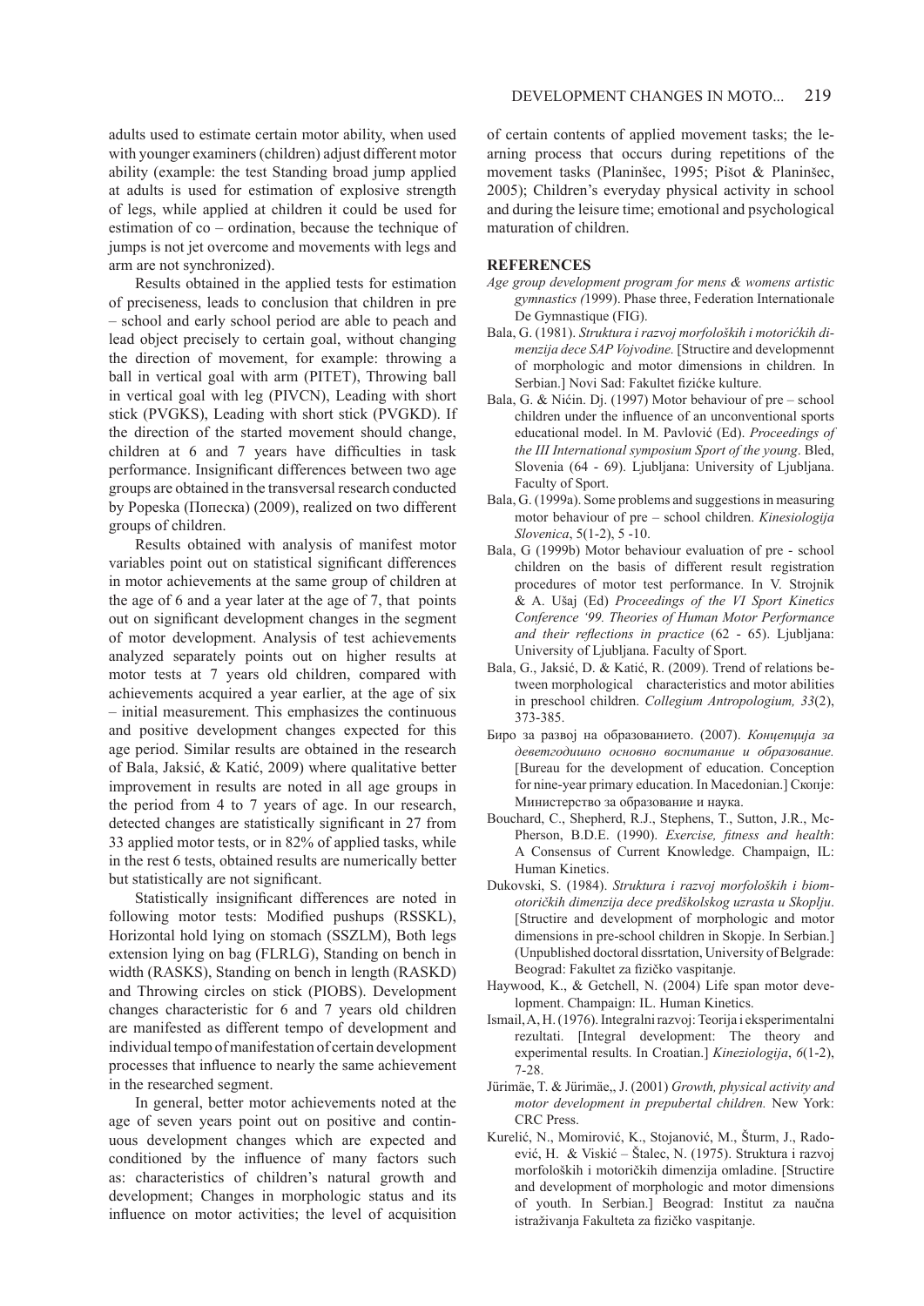adults used to estimate certain motor ability, when used with younger examiners (children) adjust different motor ability (example: the test Standing broad jump applied at adults is used for estimation of explosive strength of legs, while applied at children it could be used for estimation of co – ordination, because the technique of jumps is not jet overcome and movements with legs and arm are not synchronized).

Results obtained in the applied tests for estimation of preciseness, leads to conclusion that children in pre – school and early school period are able to peach and lead object precisely to certain goal, without changing the direction of movement, for example: throwing a ball in vertical goal with arm (PITET), Throwing ball in vertical goal with leg (PIVCN), Leading with short stick (PVGKS), Leading with short stick (PVGKD). If the direction of the started movement should change, children at 6 and 7 years have difficulties in task performance. Insignificant differences between two age groups are obtained in the transversal research conducted by Popeska (Попеска) (2009), realized on two different groups of children.

Results obtained with analysis of manifest motor variables point out on statistical significant differences in motor achievements at the same group of children at the age of 6 and a year later at the age of 7, that points out on significant development changes in the segment of motor development. Analysis of test achievements analyzed separately points out on higher results at motor tests at 7 years old children, compared with achievements acquired a year earlier, at the age of six – initial measurement. This emphasizes the continuous and positive development changes expected for this age period. Similar results are obtained in the research of Bala, Jaksić, & Katić, 2009) where qualitative better improvement in results are noted in all age groups in the period from 4 to 7 years of age. In our research, detected changes are statistically significant in 27 from 33 applied motor tests, or in 82% of applied tasks, while in the rest 6 tests, obtained results are numerically better but statistically are not significant.

Statistically insignificant differences are noted in following motor tests: Modified pushups (RSSKL), Horizontal hold lying on stomach (SSZLM), Both legs extension lying on bag (FLRLG), Standing on bench in width (RASKS), Standing on bench in length (RASKD) and Throwing circles on stick (PIOBS). Development changes characteristic for 6 and 7 years old children are manifested as different tempo of development and individual tempo of manifestation of certain development processes that influence to nearly the same achievement in the researched segment.

In general, better motor achievements noted at the age of seven years point out on positive and continuous development changes which are expected and conditioned by the influence of many factors such as: characteristics of children's natural growth and development; Changes in morphologic status and its influence on motor activities; the level of acquisition of certain contents of applied movement tasks; the learning process that occurs during repetitions of the movement tasks (Planinšec, 1995; Pišot & Planinšec, 2005); Children's everyday physical activity in school and during the leisure time; emotional and psychological maturation of children.

## REFERENCES

*Age group development program for mens & womens artistic gymnastics (*1999). Phase three, Federation Internationale De Gymnastique (FIG).

Bala, G. (1981). *Struktura i razvoj morfoloških i motorićkih dimenzija dece SAP Vojvodine.* [Structire and developmennt of morphologic and motor dimensions in children. In Serbian.] Novi Sad: Fakultet fizićke kulture.

Bala, G. & Nićin. Dj. (1997) Motor behaviour of pre – school children under the influence of an unconventional sports educational model. In M. Pavlović (Ed). *Proceedings of the III International symposium Sport of the young*. Bled, Slovenia (64 - 69). Ljubljana: University of Ljubljana. Faculty of Sport.

Bala, G. (1999a). Some problems and suggestions in measuring motor behaviour of pre – school children. *Kinesiologija Slovenica*, 5(1-2), 5 -10.

Bala, G (1999b) Motor behaviour evaluation of pre - school children on the basis of different result registration procedures of motor test performance. In V. Strojnik & A. Ušaj (Ed) *Proceedings of the VI Sport Kinetics Conference '99. Theories of Human Motor Performance and their reflections in practice* (62 - 65). Ljubljana: University of Ljubljana. Faculty of Sport.

Bala, G., Jaksić, D. & Katić, R. (2009). Trend of relations between morphological characteristics and motor abilities in preschool children. *Collegium Antropologium, 33*(2), 373-385.

Биро за развој на образованието. (2007). *Концепција за деветгодишно основно воспитание и образование.* [Bureau for the development of education. Conception for nine-year primary education. In Macedonian.] Скопје: Министерство за образование и наука.

Bouchard, C., Shepherd, R.J., Stephens, T., Sutton, J.R., McPherson, B.D.E. (1990). *Exercise, fitness and health*: A Consensus of Current Knowledge. Champaign, IL: Human Kinetics.

Dukovski, S. (1984). *Struktura i razvoj morfoloških i biomotoričkih dimenzija dece predškolskog uzrasta u Skoplju*. [Structire and development of morphologic and motor dimensions in pre-school children in Skopje. In Serbian.] (Unpublished doctoral dissrtation, University of Belgrade: Beograd: Fakultet za fizičko vaspitanje.

Haywood, K., & Getchell, N. (2004) Life span motor development. Champaign: IL. Human Kinetics.

Ismail, A, H. (1976). Integralni razvoj: Teorija i eksperimentalni rezultati. [Integral development: The theory and experimental results. In Croatian.] *Kineziologija*, *6*(1-2), 7-28.

Jürimäe, T. & Jürimäe,, J. (2001) *Growth, physical activity and motor development in prepubertal children.* New York: CRC Press.

Kurelić, N., Momirović, K., Stojanović, M., Šturm, J., Radoević, H. & Viskić – Štalec, N. (1975). Struktura i razvoj morfoloških i motoričkih dimenzija omladine. [Structire and development of morphologic and motor dimensions of youth. In Serbian.] Beograd: Institut za naučna istraživanja Fakulteta za fizičko vaspitanje.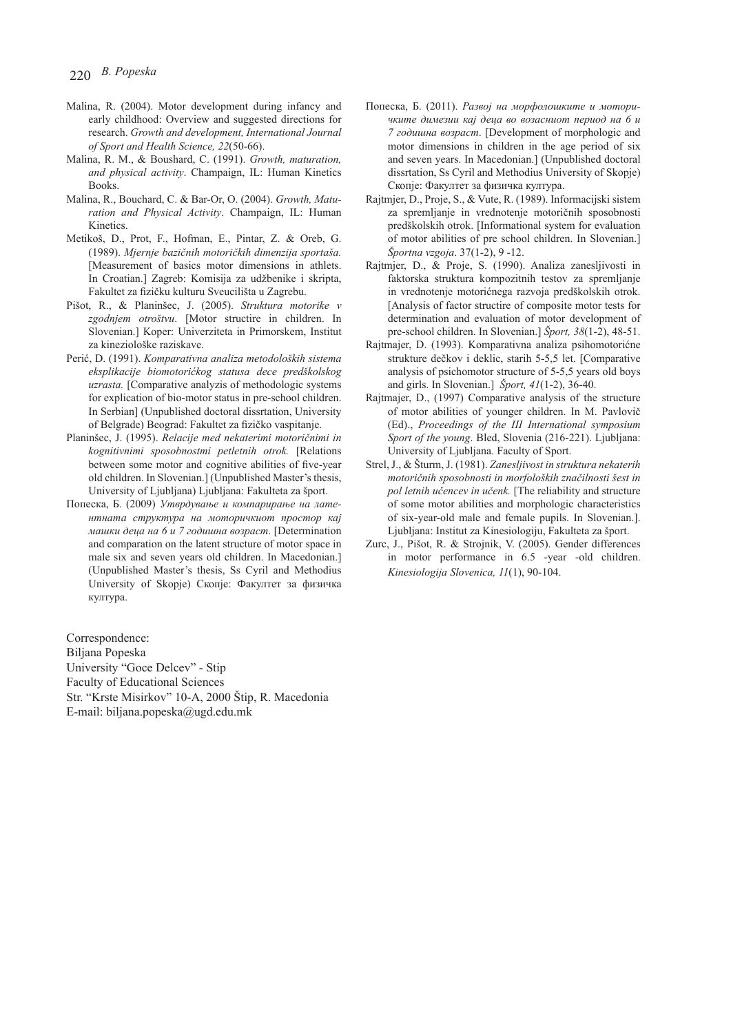Malina, R. (2004). Motor development during infancy and early childhood: Overview and suggested directions for research. *Growth and development, International Journal of Sport and Health Science, 22*(50-66).

Malina, R. M., & Boushard, C. (1991). *Growth, maturation, and physical activity*. Champaign, IL: Human Kinetics Books.

Malina, R., Bouchard, C. & Bar-Or, O. (2004). *Growth, Maturation and Physical Activity*. Champaign, IL: Human Kinetics.

Metikoš, D., Prot, F., Hofman, E., Pintar, Z. & Oreb, G. (1989). *Mjernje bazičnih motoričkih dimenzija sportaša.* [Measurement of basics motor dimensions in athlets. In Croatian.] Zagreb: Komisija za udžbenike i skripta, Fakultet za fizičku kulturu Sveuciliśta u Zagrebu.

Pišot, R., & Planinšec, J. (2005). *Struktura motorike v zgodnjem otroštvu*. [Motor structire in children. In Slovenian.] Koper: Univerziteta in Primorskem, Institut za kineziološke raziskave.

Perić, D. (1991). *Komparativna analiza metodoloških sistema eksplikacije biomotorićkog statusa dece predškolskog uzrasta.* [Comparative analyzis of methodologic systems for explication of bio-motor status in pre-school children. In Serbian] (Unpublished doctoral dissrtation, University of Belgrade) Beograd: Fakultet za fizičko vaspitanje.

Planinšec, J. (1995). *Relacije med nekaterimi motoričnimi in kognitivnimi sposobnostmi petletnih otrok.* [Relations between some motor and cognitive abilities of five-year old children. In Slovenian.] (Unpublished Master's thesis, University of Ljubljana) Ljubljana: Fakulteta za šport.

Попеска, Б. (2009) *Утврдување и компарирање на латентната структура на моторичкиот простор кај машки деца на 6 и 7 годишна возраст*. [Determination and comparation on the latent structure of motor space in male six and seven years old children. In Macedonian.] (Unpublished Master's thesis, Ss Cyril and Methodius University of Skopje) Скопје: Факултет за физичка култура.

Попеска, Б. (2011). *Развој на морфолошките и моторичките димезии кај деца во возасниот период на 6 и 7 годишна возраст*. [Development of morphologic and motor dimensions in children in the age period of six and seven years. In Macedonian.] (Unpublished doctoral dissrtation, Ss Cyril and Methodius University of Skopje) Скопје: Факултет за физичка култура.

Rajtmjer, D., Proje, S., & Vute, R. (1989). Informacijski sistem za spremljanje in vrednotenje motoričnih sposobnosti predškolskih otrok. [Informational system for evaluation of motor abilities of pre school children. In Slovenian.] *Športna vzgoja*. 37(1-2), 9 -12.

Rajtmjer, D., & Proje, S. (1990). Analiza zanesljivosti in faktorska struktura kompozitnih testov za spremljanje in vrednotenje motorićnega razvoja predškolskih otrok. [Analysis of factor structire of composite motor tests for determination and evaluation of motor development of pre-school children. In Slovenian.] *Šport, 38*(1-2), 48-51.

Rajtmajer, D. (1993). Komparativna analiza psihomotorićne strukture dečkov i deklic, starih 5-5,5 let. [Comparative analysis of psichomotor structure of 5-5,5 years old boys and girls. In Slovenian.] *Šport, 41*(1-2), 36-40.

Rajtmajer, D., (1997) Comparative analysis of the structure of motor abilities of younger children. In M. Pavlovič (Ed)., *Proceedings of the III International symposium Sport of the young*. Bled, Slovenia (216-221). Ljubljana: University of Ljubljana. Faculty of Sport.

Strel, J., & Šturm, J. (1981). *Zanesljivost in struktura nekaterih motoričnih sposobnosti in morfoloških značilnosti šest in pol letnih učencev in učenk.* [The reliability and structure of some motor abilities and morphologic characteristics of six-year-old male and female pupils. In Slovenian.]. Ljubljana: Institut za Kinesiologiju, Fakulteta za šport.

Zurc, J., Pišot, R. & Strojnik, V. (2005). Gender differences in motor performance in 6.5 -year -old children. *Kinesiologija Slovenica, 11*(1), 90-104.

Correspondence:
Biljana Popeska
University "Goce Delcev" - Stip
Faculty of Educational Sciences
Str. "Krste Misirkov" 10-A, 2000 Štip, R. Macedonia
E-mail: biljana.popeska@ugd.edu.mk